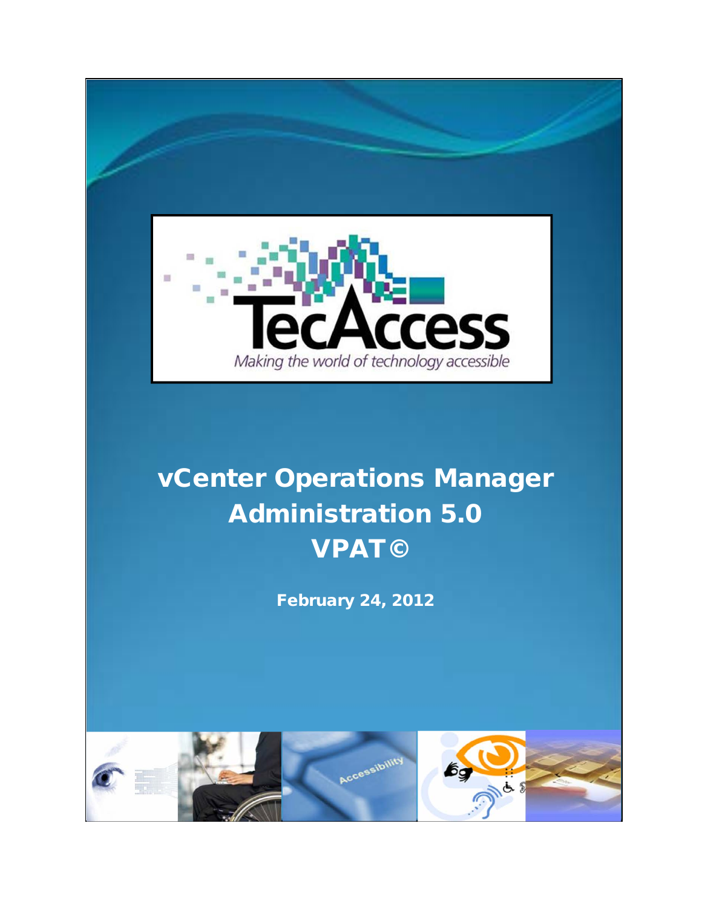TecAccess

*Making the world of technology accessible*

# vCenter Operations Manager Administration 5.0 VPAT©

**February 24, 2012**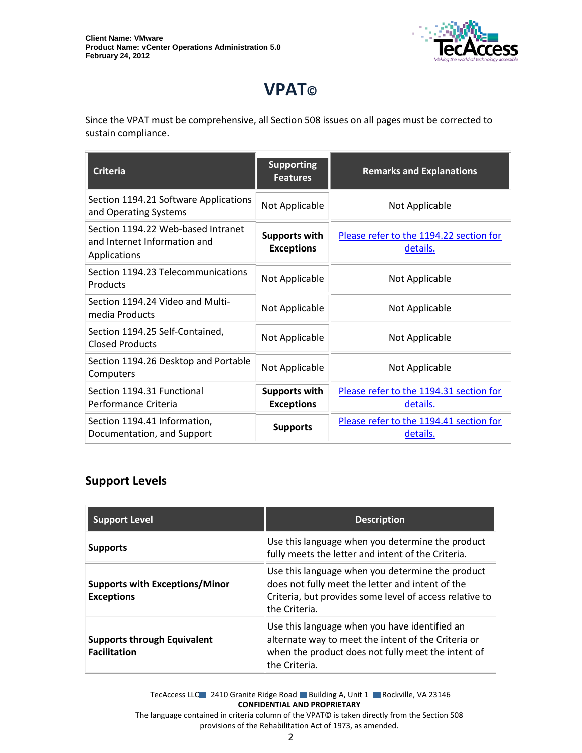Client Name: VMware
Product Name: vCenter Operations Administration 5.0
February 24, 2012

# VPAT©

Since the VPAT must be comprehensive, all Section 508 issues on all pages must be corrected to sustain compliance.

| Criteria | Supporting Features | Remarks and Explanations |
|---|---|---|
| Section 1194.21 Software Applications and Operating Systems | Not Applicable | Not Applicable |
| Section 1194.22 Web-based Intranet and Internet Information and Applications | **Supports with Exceptions** | Please refer to the 1194.22 section for details. |
| Section 1194.23 Telecommunications Products | Not Applicable | Not Applicable |
| Section 1194.24 Video and Multi-media Products | Not Applicable | Not Applicable |
| Section 1194.25 Self-Contained, Closed Products | Not Applicable | Not Applicable |
| Section 1194.26 Desktop and Portable Computers | Not Applicable | Not Applicable |
| Section 1194.31 Functional Performance Criteria | **Supports with Exceptions** | Please refer to the 1194.31 section for details. |
| Section 1194.41 Information, Documentation, and Support | **Supports** | Please refer to the 1194.41 section for details. |

## Support Levels

| Support Level | Description |
|---|---|
| **Supports** | Use this language when you determine the product fully meets the letter and intent of the Criteria. |
| **Supports with Exceptions/Minor Exceptions** | Use this language when you determine the product does not fully meet the letter and intent of the Criteria, but provides some level of access relative to the Criteria. |
| **Supports through Equivalent Facilitation** | Use this language when you have identified an alternate way to meet the intent of the Criteria or when the product does not fully meet the intent of the Criteria. |

TecAccess LLC 2410 Granite Ridge Road Building A, Unit 1 Rockville, VA 23146
**CONFIDENTIAL AND PROPRIETARY**
The language contained in criteria column of the VPAT© is taken directly from the Section 508 provisions of the Rehabilitation Act of 1973, as amended.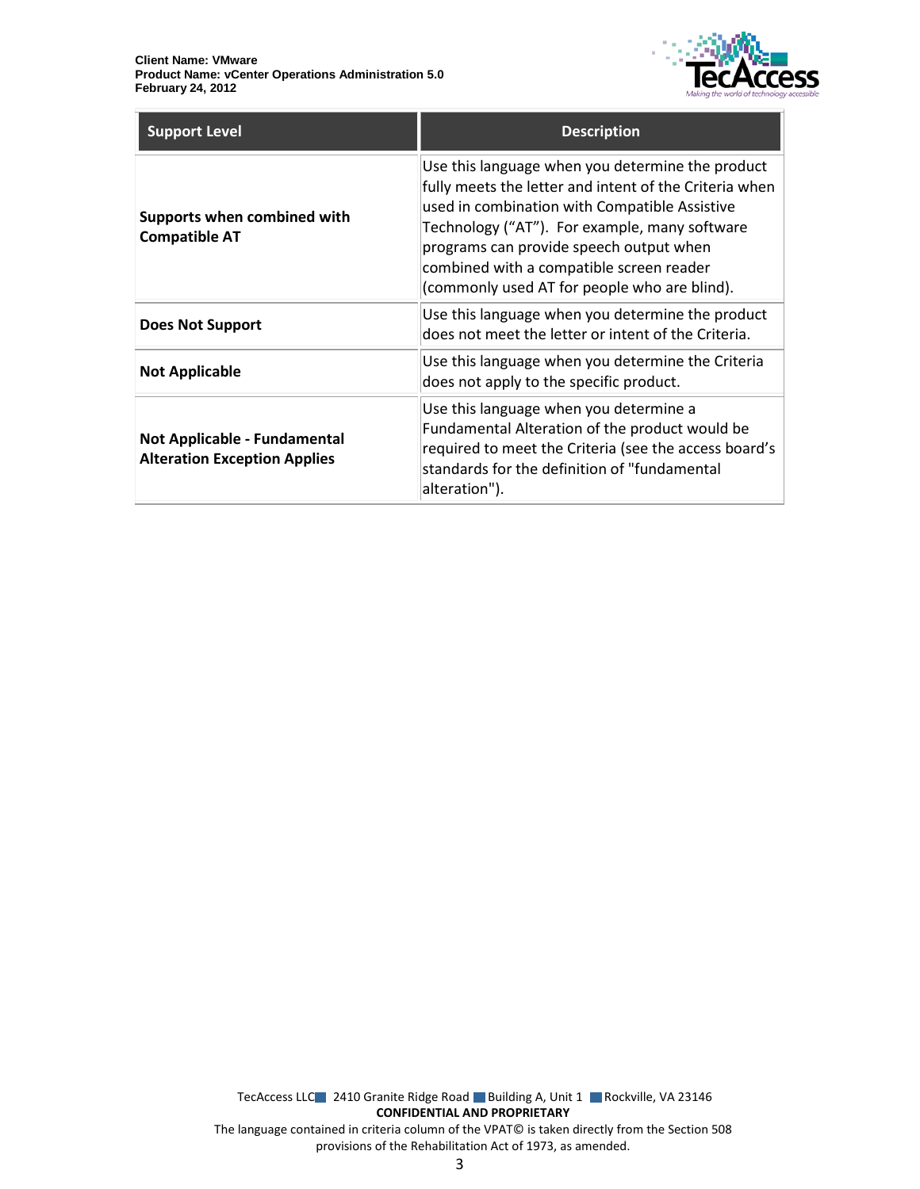| Support Level | Description |
|---|---|
| **Supports when combined with Compatible AT** | Use this language when you determine the product fully meets the letter and intent of the Criteria when used in combination with Compatible Assistive Technology ("AT"). For example, many software programs can provide speech output when combined with a compatible screen reader (commonly used AT for people who are blind). |
| **Does Not Support** | Use this language when you determine the product does not meet the letter or intent of the Criteria. |
| **Not Applicable** | Use this language when you determine the Criteria does not apply to the specific product. |
| **Not Applicable - Fundamental Alteration Exception Applies** | Use this language when you determine a Fundamental Alteration of the product would be required to meet the Criteria (see the access board's standards for the definition of "fundamental alteration"). |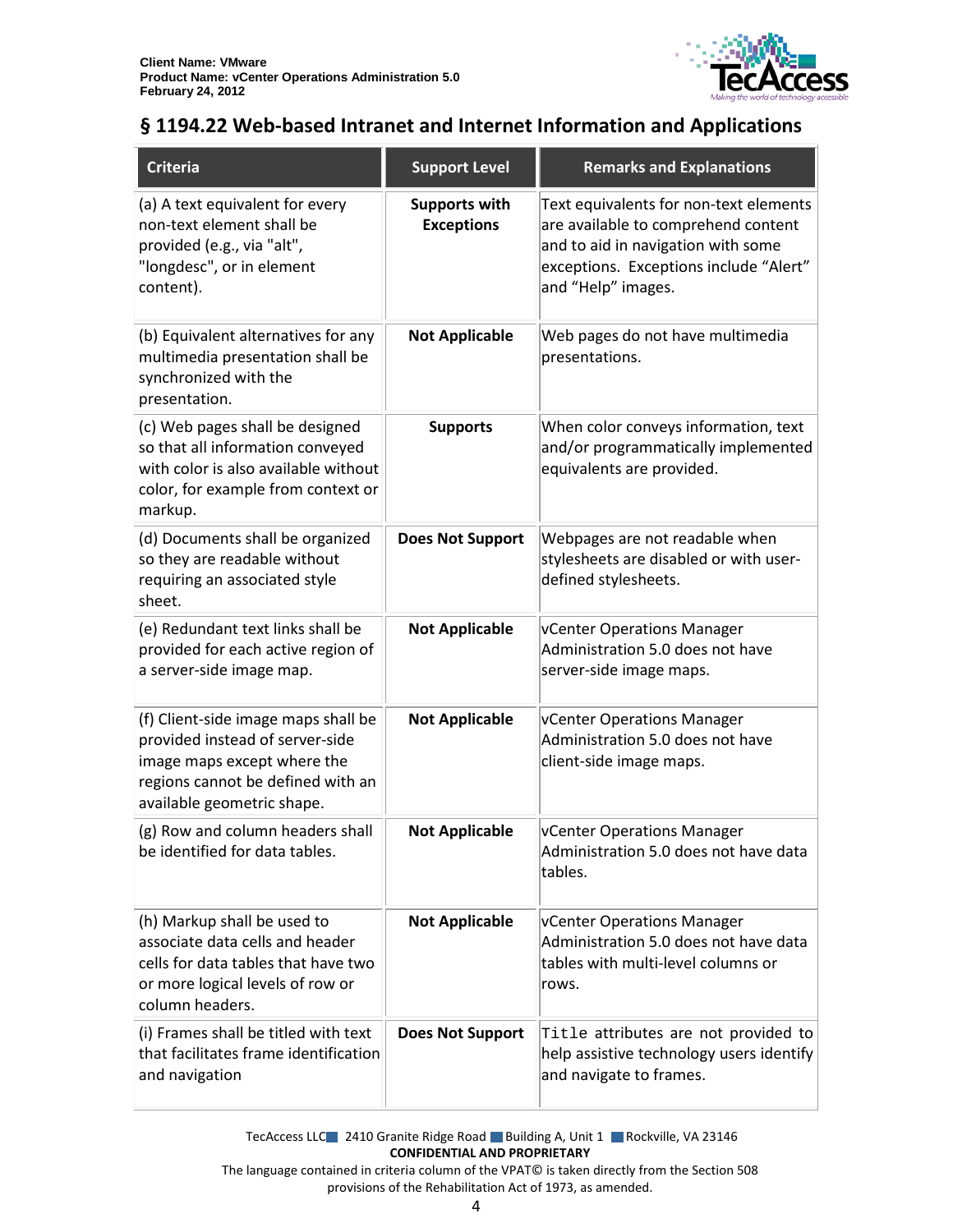## § 1194.22 Web-based Intranet and Internet Information and Applications

| Criteria | Support Level | Remarks and Explanations |
|---|---|---|
| (a) A text equivalent for every non-text element shall be provided (e.g., via "alt", "longdesc", or in element content). | **Supports with Exceptions** | Text equivalents for non-text elements are available to comprehend content and to aid in navigation with some exceptions. Exceptions include "Alert" and "Help" images. |
| (b) Equivalent alternatives for any multimedia presentation shall be synchronized with the presentation. | **Not Applicable** | Web pages do not have multimedia presentations. |
| (c) Web pages shall be designed so that all information conveyed with color is also available without color, for example from context or markup. | **Supports** | When color conveys information, text and/or programmatically implemented equivalents are provided. |
| (d) Documents shall be organized so they are readable without requiring an associated style sheet. | **Does Not Support** | Webpages are not readable when stylesheets are disabled or with user-defined stylesheets. |
| (e) Redundant text links shall be provided for each active region of a server-side image map. | **Not Applicable** | vCenter Operations Manager Administration 5.0 does not have server-side image maps. |
| (f) Client-side image maps shall be provided instead of server-side image maps except where the regions cannot be defined with an available geometric shape. | **Not Applicable** | vCenter Operations Manager Administration 5.0 does not have client-side image maps. |
| (g) Row and column headers shall be identified for data tables. | **Not Applicable** | vCenter Operations Manager Administration 5.0 does not have data tables. |
| (h) Markup shall be used to associate data cells and header cells for data tables that have two or more logical levels of row or column headers. | **Not Applicable** | vCenter Operations Manager Administration 5.0 does not have data tables with multi-level columns or rows. |
| (i) Frames shall be titled with text that facilitates frame identification and navigation | **Does Not Support** | `Title` attributes are not provided to help assistive technology users identify and navigate to frames. |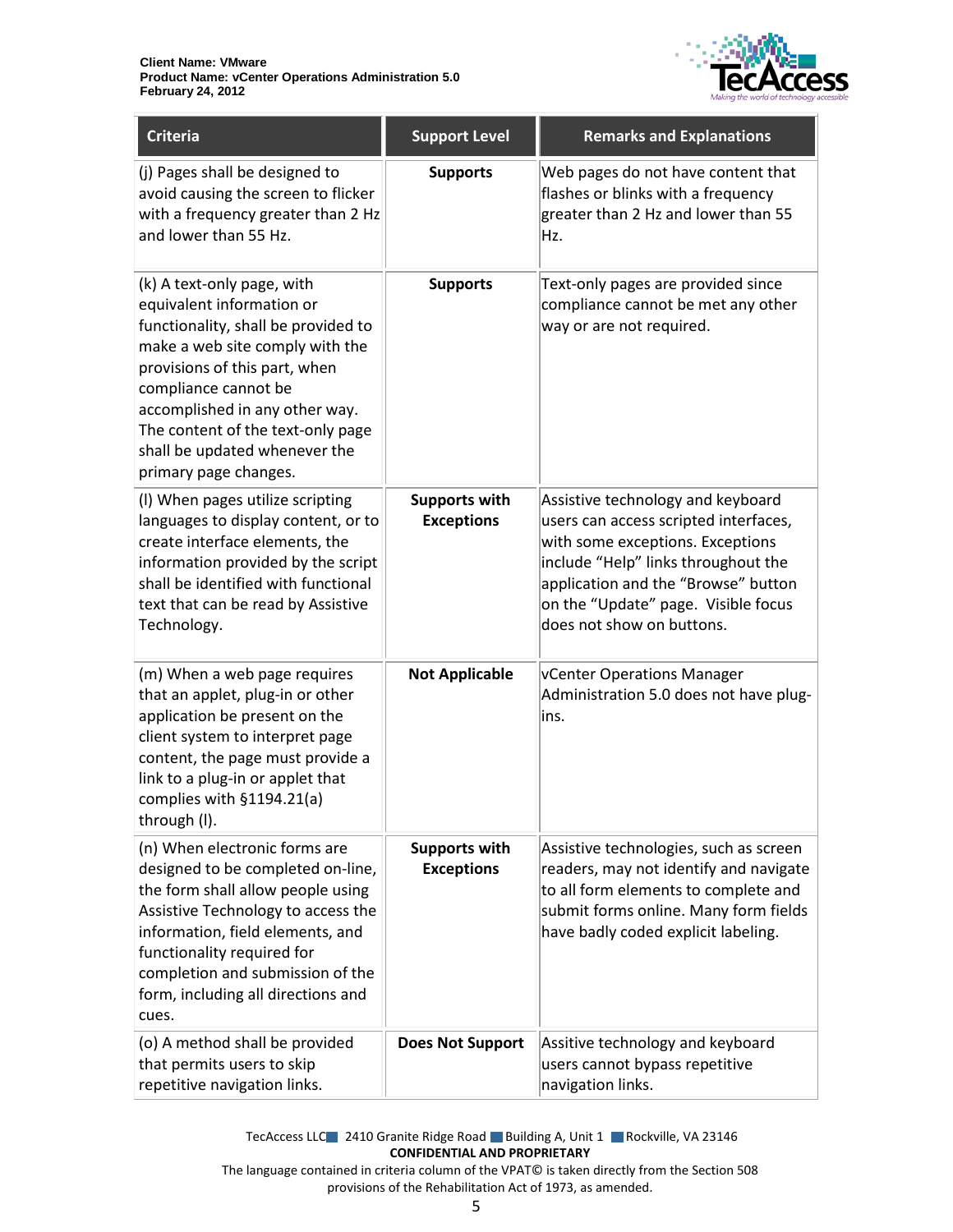| Criteria | Support Level | Remarks and Explanations |
|---|---|---|
| (j) Pages shall be designed to avoid causing the screen to flicker with a frequency greater than 2 Hz and lower than 55 Hz. | **Supports** | Web pages do not have content that flashes or blinks with a frequency greater than 2 Hz and lower than 55 Hz. |
| (k) A text-only page, with equivalent information or functionality, shall be provided to make a web site comply with the provisions of this part, when compliance cannot be accomplished in any other way. The content of the text-only page shall be updated whenever the primary page changes. | **Supports** | Text-only pages are provided since compliance cannot be met any other way or are not required. |
| (l) When pages utilize scripting languages to display content, or to create interface elements, the information provided by the script shall be identified with functional text that can be read by Assistive Technology. | **Supports with Exceptions** | Assistive technology and keyboard users can access scripted interfaces, with some exceptions. Exceptions include "Help" links throughout the application and the "Browse" button on the "Update" page. Visible focus does not show on buttons. |
| (m) When a web page requires that an applet, plug-in or other application be present on the client system to interpret page content, the page must provide a link to a plug-in or applet that complies with §1194.21(a) through (l). | **Not Applicable** | vCenter Operations Manager Administration 5.0 does not have plug-ins. |
| (n) When electronic forms are designed to be completed on-line, the form shall allow people using Assistive Technology to access the information, field elements, and functionality required for completion and submission of the form, including all directions and cues. | **Supports with Exceptions** | Assistive technologies, such as screen readers, may not identify and navigate to all form elements to complete and submit forms online. Many form fields have badly coded explicit labeling. |
| (o) A method shall be provided that permits users to skip repetitive navigation links. | **Does Not Support** | Assitive technology and keyboard users cannot bypass repetitive navigation links. |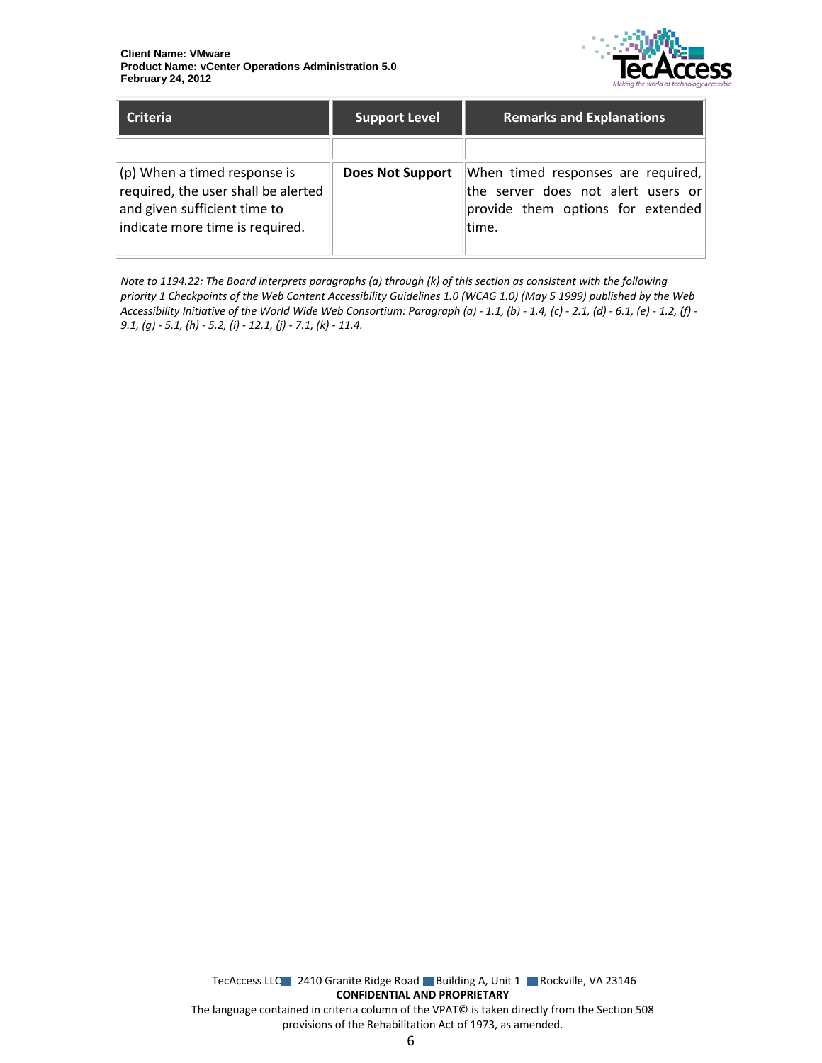| Criteria | Support Level | Remarks and Explanations |
|---|---|---|
| | | |
| (p) When a timed response is required, the user shall be alerted and given sufficient time to indicate more time is required. | **Does Not Support** | When timed responses are required, the server does not alert users or provide them options for extended time. |

*Note to 1194.22: The Board interprets paragraphs (a) through (k) of this section as consistent with the following priority 1 Checkpoints of the Web Content Accessibility Guidelines 1.0 (WCAG 1.0) (May 5 1999) published by the Web Accessibility Initiative of the World Wide Web Consortium: Paragraph (a) - 1.1, (b) - 1.4, (c) - 2.1, (d) - 6.1, (e) - 1.2, (f) - 9.1, (g) - 5.1, (h) - 5.2, (i) - 12.1, (j) - 7.1, (k) - 11.4.*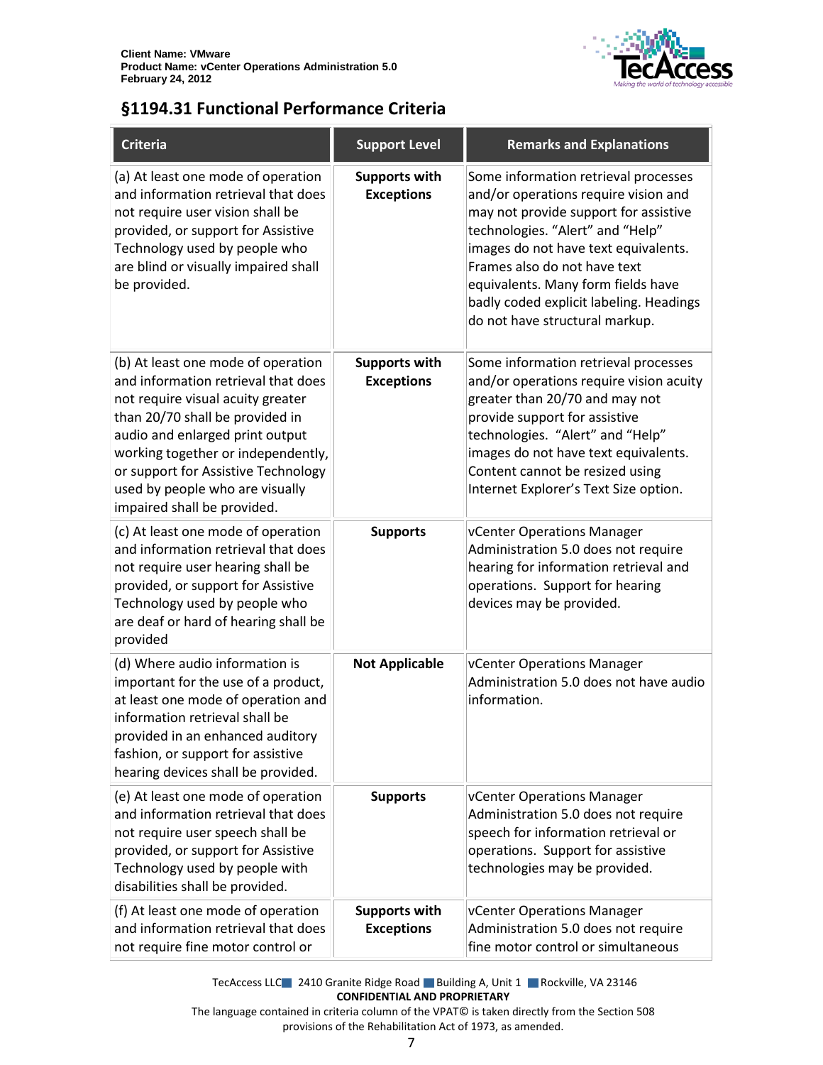## §1194.31 Functional Performance Criteria

| Criteria | Support Level | Remarks and Explanations |
|---|---|---|
| (a) At least one mode of operation and information retrieval that does not require user vision shall be provided, or support for Assistive Technology used by people who are blind or visually impaired shall be provided. | **Supports with Exceptions** | Some information retrieval processes and/or operations require vision and may not provide support for assistive technologies. "Alert" and "Help" images do not have text equivalents. Frames also do not have text equivalents. Many form fields have badly coded explicit labeling. Headings do not have structural markup. |
| (b) At least one mode of operation and information retrieval that does not require visual acuity greater than 20/70 shall be provided in audio and enlarged print output working together or independently, or support for Assistive Technology used by people who are visually impaired shall be provided. | **Supports with Exceptions** | Some information retrieval processes and/or operations require vision acuity greater than 20/70 and may not provide support for assistive technologies. "Alert" and "Help" images do not have text equivalents. Content cannot be resized using Internet Explorer's Text Size option. |
| (c) At least one mode of operation and information retrieval that does not require user hearing shall be provided, or support for Assistive Technology used by people who are deaf or hard of hearing shall be provided | **Supports** | vCenter Operations Manager Administration 5.0 does not require hearing for information retrieval and operations. Support for hearing devices may be provided. |
| (d) Where audio information is important for the use of a product, at least one mode of operation and information retrieval shall be provided in an enhanced auditory fashion, or support for assistive hearing devices shall be provided. | **Not Applicable** | vCenter Operations Manager Administration 5.0 does not have audio information. |
| (e) At least one mode of operation and information retrieval that does not require user speech shall be provided, or support for Assistive Technology used by people with disabilities shall be provided. | **Supports** | vCenter Operations Manager Administration 5.0 does not require speech for information retrieval or operations. Support for assistive technologies may be provided. |
| (f) At least one mode of operation and information retrieval that does not require fine motor control or | **Supports with Exceptions** | vCenter Operations Manager Administration 5.0 does not require fine motor control or simultaneous |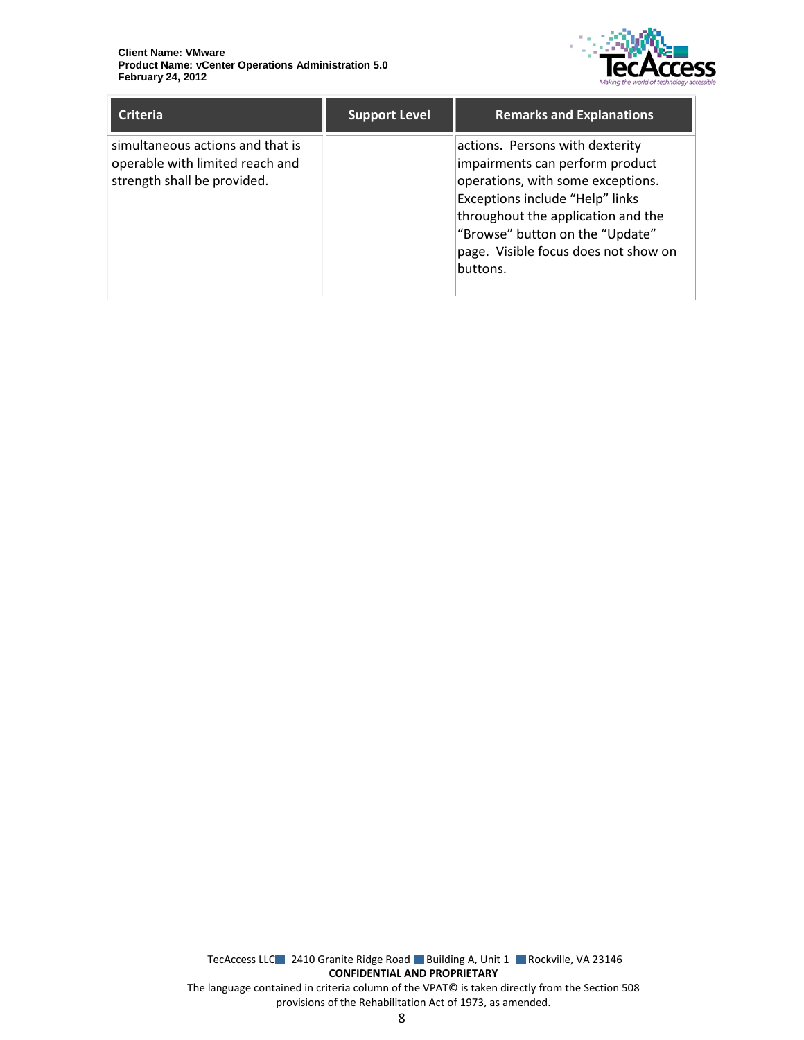| Criteria | Support Level | Remarks and Explanations |
|---|---|---|
| simultaneous actions and that is operable with limited reach and strength shall be provided. | | actions. Persons with dexterity impairments can perform product operations, with some exceptions. Exceptions include “Help” links throughout the application and the “Browse” button on the “Update” page. Visible focus does not show on buttons. |

TecAccess LLC 2410 Granite Ridge Road Building A, Unit 1 Rockville, VA 23146

**CONFIDENTIAL AND PROPRIETARY**

The language contained in criteria column of the VPAT© is taken directly from the Section 508 provisions of the Rehabilitation Act of 1973, as amended.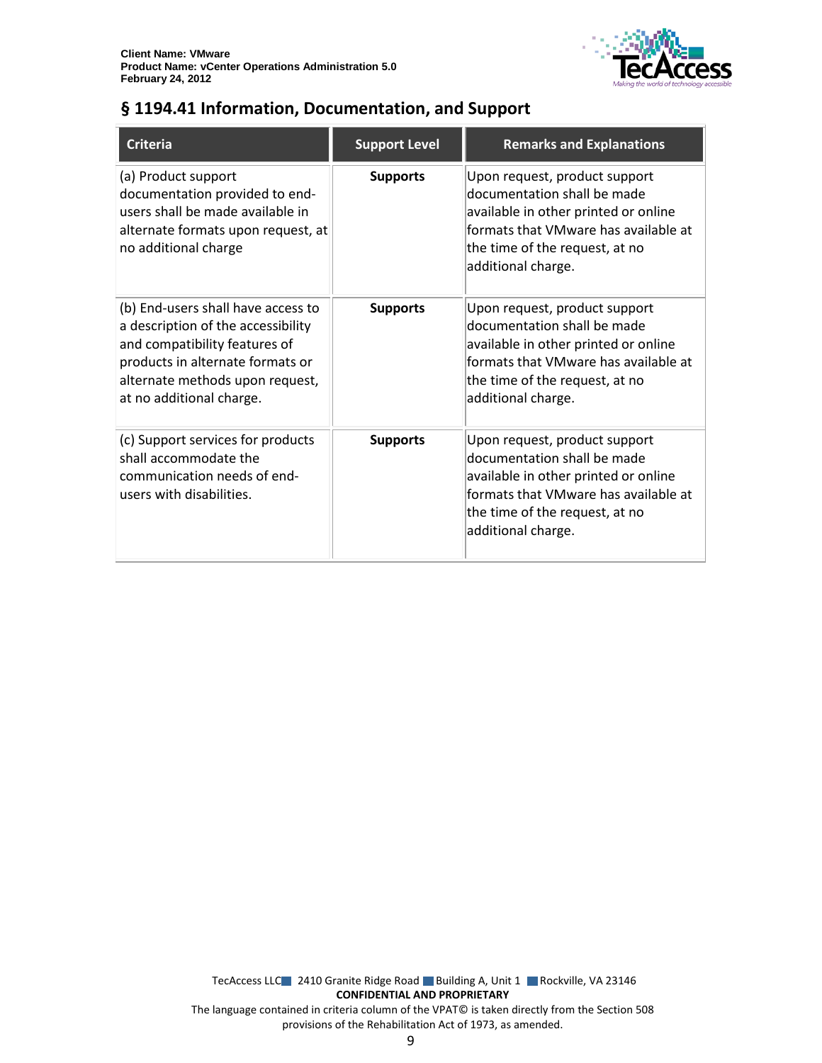## § 1194.41 Information, Documentation, and Support

| Criteria | Support Level | Remarks and Explanations |
|---|---|---|
| (a) Product support documentation provided to end-users shall be made available in alternate formats upon request, at no additional charge | **Supports** | Upon request, product support documentation shall be made available in other printed or online formats that VMware has available at the time of the request, at no additional charge. |
| (b) End-users shall have access to a description of the accessibility and compatibility features of products in alternate formats or alternate methods upon request, at no additional charge. | **Supports** | Upon request, product support documentation shall be made available in other printed or online formats that VMware has available at the time of the request, at no additional charge. |
| (c) Support services for products shall accommodate the communication needs of end-users with disabilities. | **Supports** | Upon request, product support documentation shall be made available in other printed or online formats that VMware has available at the time of the request, at no additional charge. |